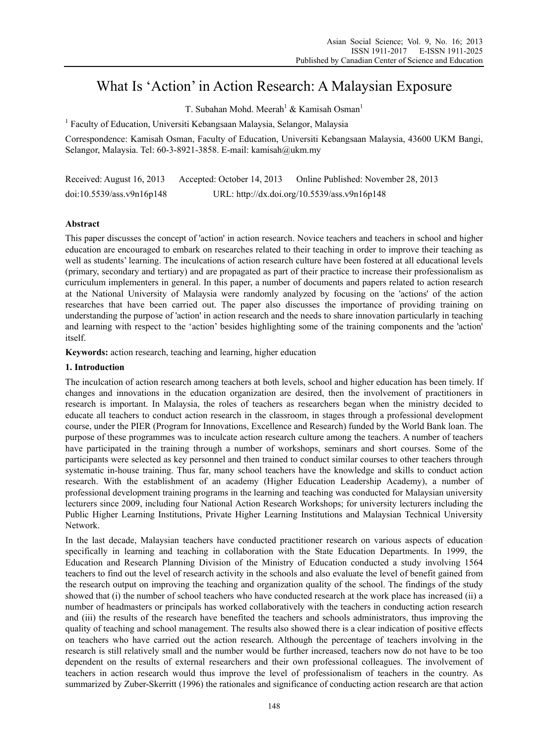# What Is 'Action' in Action Research: A Malaysian Exposure

T. Subahan Mohd. Meerah[1] & Kamisah Osman[1]

[1] Faculty of Education, Universiti Kebangsaan Malaysia, Selangor, Malaysia

Correspondence: Kamisah Osman, Faculty of Education, Universiti Kebangsaan Malaysia, 43600 UKM Bangi, Selangor, Malaysia. Tel: 60-3-8921-3858. E-mail: kamisah@ukm.my

Received: August 16, 2013 Accepted: October 14, 2013 Online Published: November 28, 2013

doi:10.5539/ass.v9n16p148 URL: http://dx.doi.org/10.5539/ass.v9n16p148

## Abstract

This paper discusses the concept of 'action' in action research. Novice teachers and teachers in school and higher education are encouraged to embark on researches related to their teaching in order to improve their teaching as well as students' learning. The inculcations of action research culture have been fostered at all educational levels (primary, secondary and tertiary) and are propagated as part of their practice to increase their professionalism as curriculum implementers in general. In this paper, a number of documents and papers related to action research at the National University of Malaysia were randomly analyzed by focusing on the 'actions' of the action researches that have been carried out. The paper also discusses the importance of providing training on understanding the purpose of 'action' in action research and the needs to share innovation particularly in teaching and learning with respect to the 'action' besides highlighting some of the training components and the 'action' itself.

**Keywords:** action research, teaching and learning, higher education

## 1. Introduction

The inculcation of action research among teachers at both levels, school and higher education has been timely. If changes and innovations in the education organization are desired, then the involvement of practitioners in research is important. In Malaysia, the roles of teachers as researchers began when the ministry decided to educate all teachers to conduct action research in the classroom, in stages through a professional development course, under the PIER (Program for Innovations, Excellence and Research) funded by the World Bank loan. The purpose of these programmes was to inculcate action research culture among the teachers. A number of teachers have participated in the training through a number of workshops, seminars and short courses. Some of the participants were selected as key personnel and then trained to conduct similar courses to other teachers through systematic in-house training. Thus far, many school teachers have the knowledge and skills to conduct action research. With the establishment of an academy (Higher Education Leadership Academy), a number of professional development training programs in the learning and teaching was conducted for Malaysian university lecturers since 2009, including four National Action Research Workshops; for university lecturers including the Public Higher Learning Institutions, Private Higher Learning Institutions and Malaysian Technical University Network.

In the last decade, Malaysian teachers have conducted practitioner research on various aspects of education specifically in learning and teaching in collaboration with the State Education Departments. In 1999, the Education and Research Planning Division of the Ministry of Education conducted a study involving 1564 teachers to find out the level of research activity in the schools and also evaluate the level of benefit gained from the research output on improving the teaching and organization quality of the school. The findings of the study showed that (i) the number of school teachers who have conducted research at the work place has increased (ii) a number of headmasters or principals has worked collaboratively with the teachers in conducting action research and (iii) the results of the research have benefited the teachers and schools administrators, thus improving the quality of teaching and school management. The results also showed there is a clear indication of positive effects on teachers who have carried out the action research. Although the percentage of teachers involving in the research is still relatively small and the number would be further increased, teachers now do not have to be too dependent on the results of external researchers and their own professional colleagues. The involvement of teachers in action research would thus improve the level of professionalism of teachers in the country. As summarized by Zuber-Skerritt (1996) the rationales and significance of conducting action research are that action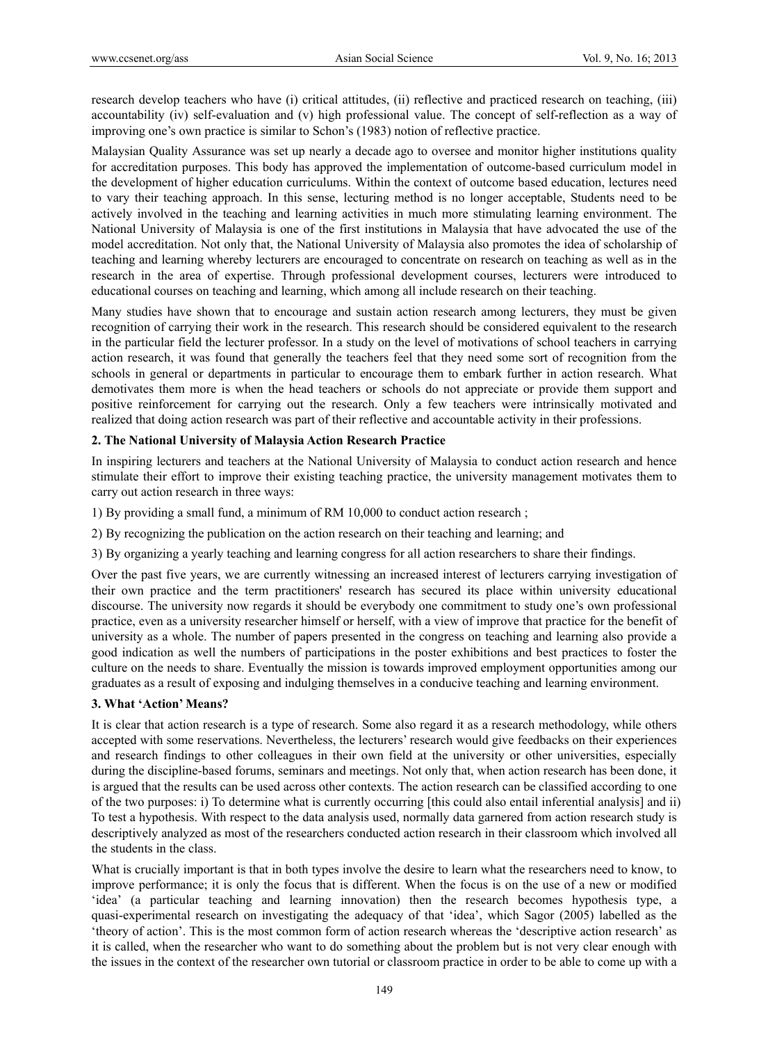research develop teachers who have (i) critical attitudes, (ii) reflective and practiced research on teaching, (iii) accountability (iv) self-evaluation and (v) high professional value. The concept of self-reflection as a way of improving one's own practice is similar to Schon's (1983) notion of reflective practice.

Malaysian Quality Assurance was set up nearly a decade ago to oversee and monitor higher institutions quality for accreditation purposes. This body has approved the implementation of outcome-based curriculum model in the development of higher education curriculums. Within the context of outcome based education, lectures need to vary their teaching approach. In this sense, lecturing method is no longer acceptable, Students need to be actively involved in the teaching and learning activities in much more stimulating learning environment. The National University of Malaysia is one of the first institutions in Malaysia that have advocated the use of the model accreditation. Not only that, the National University of Malaysia also promotes the idea of scholarship of teaching and learning whereby lecturers are encouraged to concentrate on research on teaching as well as in the research in the area of expertise. Through professional development courses, lecturers were introduced to educational courses on teaching and learning, which among all include research on their teaching.

Many studies have shown that to encourage and sustain action research among lecturers, they must be given recognition of carrying their work in the research. This research should be considered equivalent to the research in the particular field the lecturer professor. In a study on the level of motivations of school teachers in carrying action research, it was found that generally the teachers feel that they need some sort of recognition from the schools in general or departments in particular to encourage them to embark further in action research. What demotivates them more is when the head teachers or schools do not appreciate or provide them support and positive reinforcement for carrying out the research. Only a few teachers were intrinsically motivated and realized that doing action research was part of their reflective and accountable activity in their professions.

## 2. The National University of Malaysia Action Research Practice

In inspiring lecturers and teachers at the National University of Malaysia to conduct action research and hence stimulate their effort to improve their existing teaching practice, the university management motivates them to carry out action research in three ways:

1) By providing a small fund, a minimum of RM 10,000 to conduct action research ;

2) By recognizing the publication on the action research on their teaching and learning; and

3) By organizing a yearly teaching and learning congress for all action researchers to share their findings.

Over the past five years, we are currently witnessing an increased interest of lecturers carrying investigation of their own practice and the term practitioners' research has secured its place within university educational discourse. The university now regards it should be everybody one commitment to study one's own professional practice, even as a university researcher himself or herself, with a view of improve that practice for the benefit of university as a whole. The number of papers presented in the congress on teaching and learning also provide a good indication as well the numbers of participations in the poster exhibitions and best practices to foster the culture on the needs to share. Eventually the mission is towards improved employment opportunities among our graduates as a result of exposing and indulging themselves in a conducive teaching and learning environment.

## 3. What 'Action' Means?

It is clear that action research is a type of research. Some also regard it as a research methodology, while others accepted with some reservations. Nevertheless, the lecturers' research would give feedbacks on their experiences and research findings to other colleagues in their own field at the university or other universities, especially during the discipline-based forums, seminars and meetings. Not only that, when action research has been done, it is argued that the results can be used across other contexts. The action research can be classified according to one of the two purposes: i) To determine what is currently occurring [this could also entail inferential analysis] and ii) To test a hypothesis. With respect to the data analysis used, normally data garnered from action research study is descriptively analyzed as most of the researchers conducted action research in their classroom which involved all the students in the class.

What is crucially important is that in both types involve the desire to learn what the researchers need to know, to improve performance; it is only the focus that is different. When the focus is on the use of a new or modified 'idea' (a particular teaching and learning innovation) then the research becomes hypothesis type, a quasi-experimental research on investigating the adequacy of that 'idea', which Sagor (2005) labelled as the 'theory of action'. This is the most common form of action research whereas the 'descriptive action research' as it is called, when the researcher who want to do something about the problem but is not very clear enough with the issues in the context of the researcher own tutorial or classroom practice in order to be able to come up with a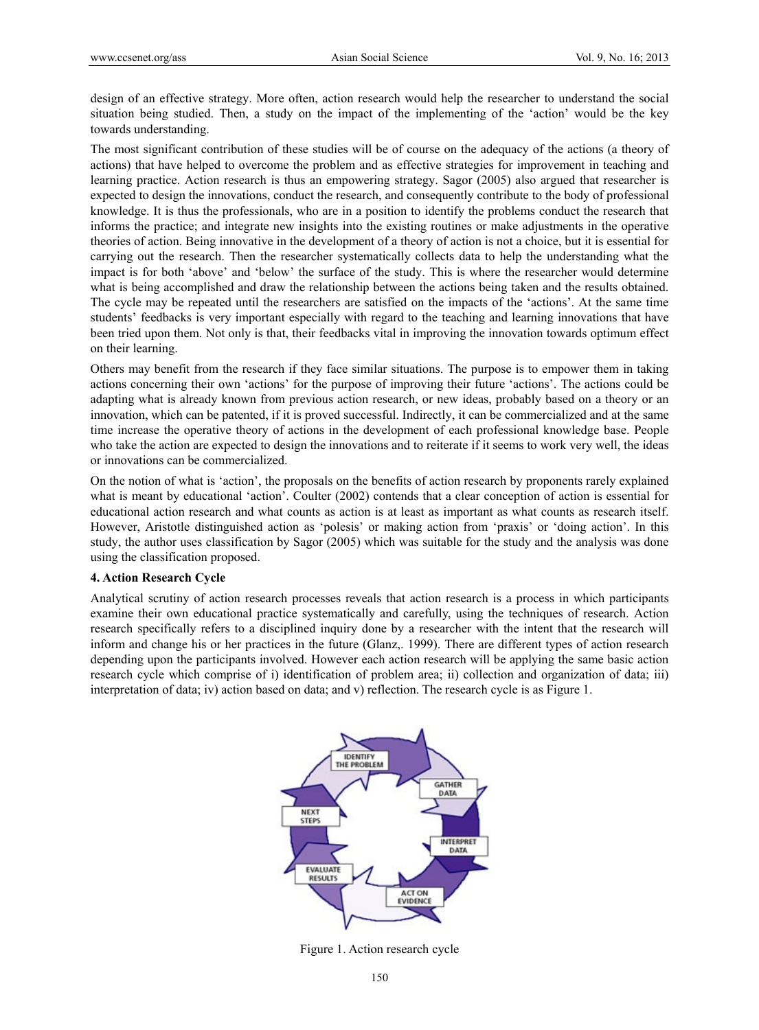design of an effective strategy. More often, action research would help the researcher to understand the social situation being studied. Then, a study on the impact of the implementing of the 'action' would be the key towards understanding.

The most significant contribution of these studies will be of course on the adequacy of the actions (a theory of actions) that have helped to overcome the problem and as effective strategies for improvement in teaching and learning practice. Action research is thus an empowering strategy. Sagor (2005) also argued that researcher is expected to design the innovations, conduct the research, and consequently contribute to the body of professional knowledge. It is thus the professionals, who are in a position to identify the problems conduct the research that informs the practice; and integrate new insights into the existing routines or make adjustments in the operative theories of action. Being innovative in the development of a theory of action is not a choice, but it is essential for carrying out the research. Then the researcher systematically collects data to help the understanding what the impact is for both 'above' and 'below' the surface of the study. This is where the researcher would determine what is being accomplished and draw the relationship between the actions being taken and the results obtained. The cycle may be repeated until the researchers are satisfied on the impacts of the 'actions'. At the same time students' feedbacks is very important especially with regard to the teaching and learning innovations that have been tried upon them. Not only is that, their feedbacks vital in improving the innovation towards optimum effect on their learning.

Others may benefit from the research if they face similar situations. The purpose is to empower them in taking actions concerning their own 'actions' for the purpose of improving their future 'actions'. The actions could be adapting what is already known from previous action research, or new ideas, probably based on a theory or an innovation, which can be patented, if it is proved successful. Indirectly, it can be commercialized and at the same time increase the operative theory of actions in the development of each professional knowledge base. People who take the action are expected to design the innovations and to reiterate if it seems to work very well, the ideas or innovations can be commercialized.

On the notion of what is 'action', the proposals on the benefits of action research by proponents rarely explained what is meant by educational 'action'. Coulter (2002) contends that a clear conception of action is essential for educational action research and what counts as action is at least as important as what counts as research itself. However, Aristotle distinguished action as 'polesis' or making action from 'praxis' or 'doing action'. In this study, the author uses classification by Sagor (2005) which was suitable for the study and the analysis was done using the classification proposed.

### 4. Action Research Cycle

Analytical scrutiny of action research processes reveals that action research is a process in which participants examine their own educational practice systematically and carefully, using the techniques of research. Action research specifically refers to a disciplined inquiry done by a researcher with the intent that the research will inform and change his or her practices in the future (Glanz,. 1999). There are different types of action research depending upon the participants involved. However each action research will be applying the same basic action research cycle which comprise of i) identification of problem area; ii) collection and organization of data; iii) interpretation of data; iv) action based on data; and v) reflection. The research cycle is as Figure 1.

IDENTIFY THE PROBLEM

GATHER DATA

INTERPRET DATA

ACT ON EVIDENCE

EVALUATE RESULTS

NEXT STEPS

Figure 1. Action research cycle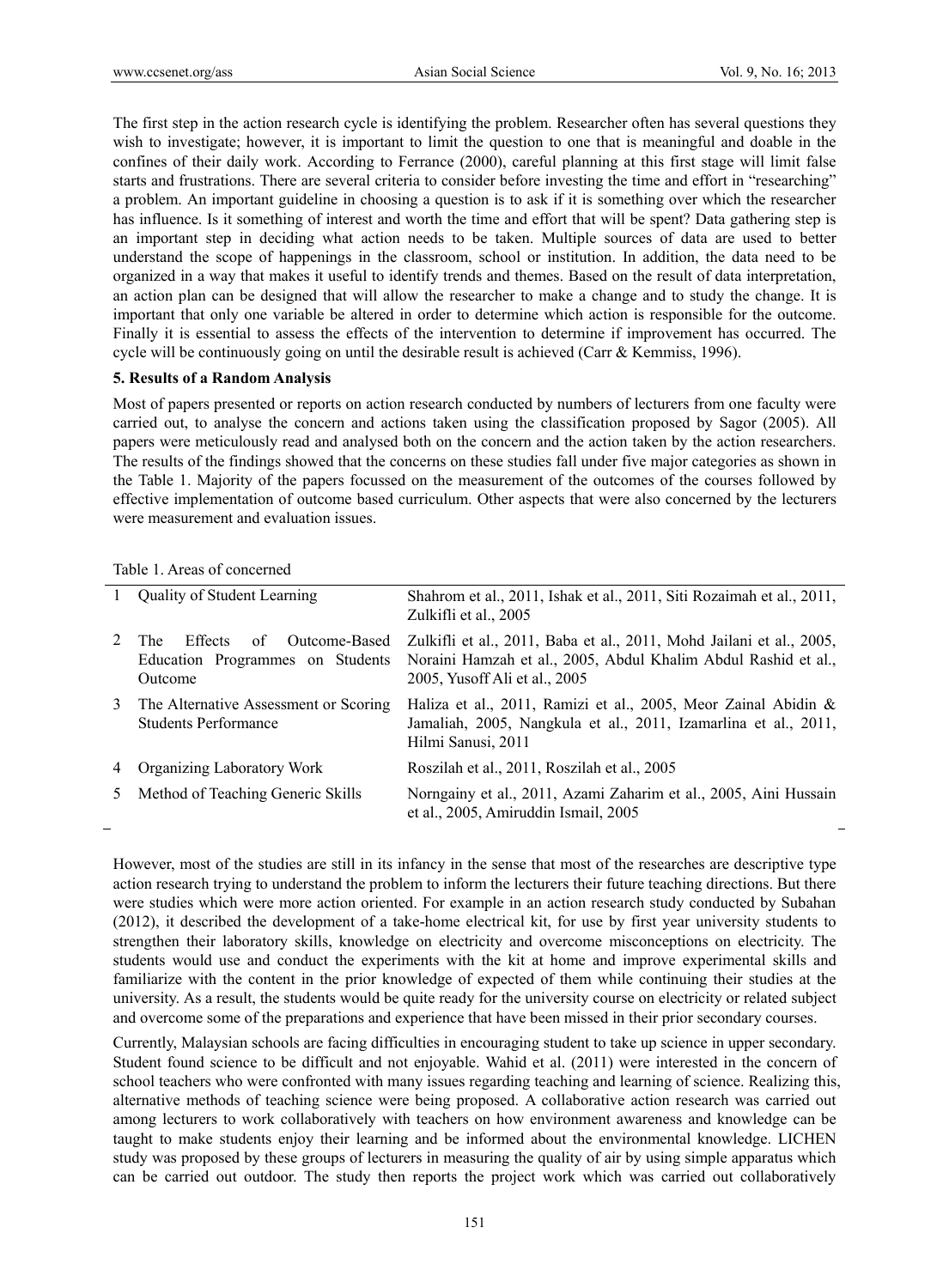The first step in the action research cycle is identifying the problem. Researcher often has several questions they wish to investigate; however, it is important to limit the question to one that is meaningful and doable in the confines of their daily work. According to Ferrance (2000), careful planning at this first stage will limit false starts and frustrations. There are several criteria to consider before investing the time and effort in "researching" a problem. An important guideline in choosing a question is to ask if it is something over which the researcher has influence. Is it something of interest and worth the time and effort that will be spent? Data gathering step is an important step in deciding what action needs to be taken. Multiple sources of data are used to better understand the scope of happenings in the classroom, school or institution. In addition, the data need to be organized in a way that makes it useful to identify trends and themes. Based on the result of data interpretation, an action plan can be designed that will allow the researcher to make a change and to study the change. It is important that only one variable be altered in order to determine which action is responsible for the outcome. Finally it is essential to assess the effects of the intervention to determine if improvement has occurred. The cycle will be continuously going on until the desirable result is achieved (Carr & Kemmiss, 1996).

## 5. Results of a Random Analysis

Most of papers presented or reports on action research conducted by numbers of lecturers from one faculty were carried out, to analyse the concern and actions taken using the classification proposed by Sagor (2005). All papers were meticulously read and analysed both on the concern and the action taken by the action researchers. The results of the findings showed that the concerns on these studies fall under five major categories as shown in the Table 1. Majority of the papers focussed on the measurement of the outcomes of the courses followed by effective implementation of outcome based curriculum. Other aspects that were also concerned by the lecturers were measurement and evaluation issues.

Table 1. Areas of concerned

| | | |
|---|---|---|
| 1 | Quality of Student Learning | Shahrom et al., 2011, Ishak et al., 2011, Siti Rozaimah et al., 2011, Zulkifli et al., 2005 |
| 2 | The Effects of Outcome-Based Education Programmes on Students Outcome | Zulkifli et al., 2011, Baba et al., 2011, Mohd Jailani et al., 2005, Noraini Hamzah et al., 2005, Abdul Khalim Abdul Rashid et al., 2005, Yusoff Ali et al., 2005 |
| 3 | The Alternative Assessment or Scoring Students Performance | Haliza et al., 2011, Ramizi et al., 2005, Meor Zainal Abidin & Jamaliah, 2005, Nangkula et al., 2011, Izamarlina et al., 2011, Hilmi Sanusi, 2011 |
| 4 | Organizing Laboratory Work | Roszilah et al., 2011, Roszilah et al., 2005 |
| 5 | Method of Teaching Generic Skills | Norngainy et al., 2011, Azami Zaharim et al., 2005, Aini Hussain et al., 2005, Amiruddin Ismail, 2005 |

However, most of the studies are still in its infancy in the sense that most of the researches are descriptive type action research trying to understand the problem to inform the lecturers their future teaching directions. But there were studies which were more action oriented. For example in an action research study conducted by Subahan (2012), it described the development of a take-home electrical kit, for use by first year university students to strengthen their laboratory skills, knowledge on electricity and overcome misconceptions on electricity. The students would use and conduct the experiments with the kit at home and improve experimental skills and familiarize with the content in the prior knowledge of expected of them while continuing their studies at the university. As a result, the students would be quite ready for the university course on electricity or related subject and overcome some of the preparations and experience that have been missed in their prior secondary courses.

Currently, Malaysian schools are facing difficulties in encouraging student to take up science in upper secondary. Student found science to be difficult and not enjoyable. Wahid et al. (2011) were interested in the concern of school teachers who were confronted with many issues regarding teaching and learning of science. Realizing this, alternative methods of teaching science were being proposed. A collaborative action research was carried out among lecturers to work collaboratively with teachers on how environment awareness and knowledge can be taught to make students enjoy their learning and be informed about the environmental knowledge. LICHEN study was proposed by these groups of lecturers in measuring the quality of air by using simple apparatus which can be carried out outdoor. The study then reports the project work which was carried out collaboratively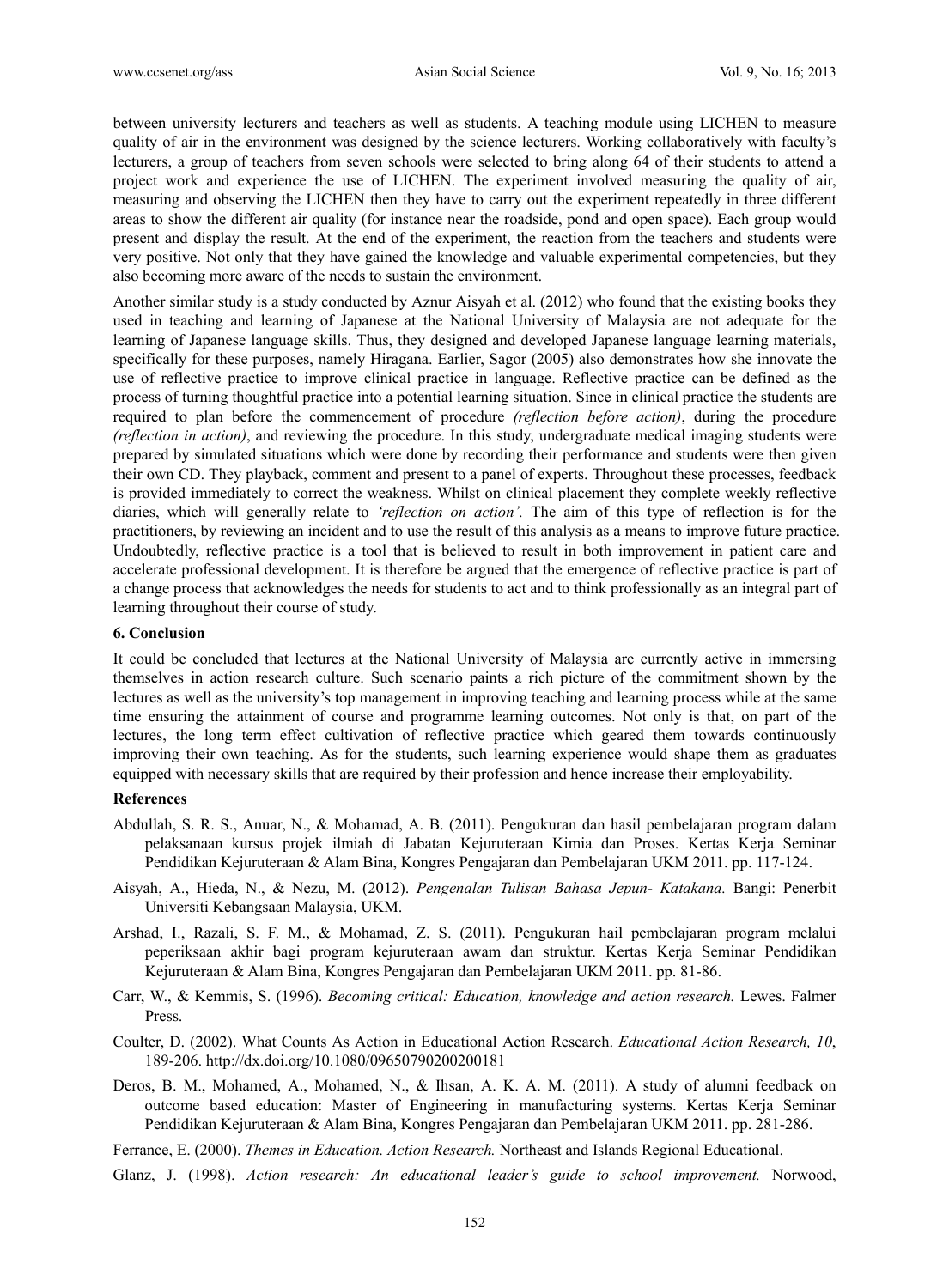between university lecturers and teachers as well as students. A teaching module using LICHEN to measure quality of air in the environment was designed by the science lecturers. Working collaboratively with faculty's lecturers, a group of teachers from seven schools were selected to bring along 64 of their students to attend a project work and experience the use of LICHEN. The experiment involved measuring the quality of air, measuring and observing the LICHEN then they have to carry out the experiment repeatedly in three different areas to show the different air quality (for instance near the roadside, pond and open space). Each group would present and display the result. At the end of the experiment, the reaction from the teachers and students were very positive. Not only that they have gained the knowledge and valuable experimental competencies, but they also becoming more aware of the needs to sustain the environment.

Another similar study is a study conducted by Aznur Aisyah et al. (2012) who found that the existing books they used in teaching and learning of Japanese at the National University of Malaysia are not adequate for the learning of Japanese language skills. Thus, they designed and developed Japanese language learning materials, specifically for these purposes, namely Hiragana. Earlier, Sagor (2005) also demonstrates how she innovate the use of reflective practice to improve clinical practice in language. Reflective practice can be defined as the process of turning thoughtful practice into a potential learning situation. Since in clinical practice the students are required to plan before the commencement of procedure *(reflection before action)*, during the procedure *(reflection in action)*, and reviewing the procedure. In this study, undergraduate medical imaging students were prepared by simulated situations which were done by recording their performance and students were then given their own CD. They playback, comment and present to a panel of experts. Throughout these processes, feedback is provided immediately to correct the weakness. Whilst on clinical placement they complete weekly reflective diaries, which will generally relate to *'reflection on action'.* The aim of this type of reflection is for the practitioners, by reviewing an incident and to use the result of this analysis as a means to improve future practice. Undoubtedly, reflective practice is a tool that is believed to result in both improvement in patient care and accelerate professional development. It is therefore be argued that the emergence of reflective practice is part of a change process that acknowledges the needs for students to act and to think professionally as an integral part of learning throughout their course of study.

## 6. Conclusion

It could be concluded that lectures at the National University of Malaysia are currently active in immersing themselves in action research culture. Such scenario paints a rich picture of the commitment shown by the lectures as well as the university's top management in improving teaching and learning process while at the same time ensuring the attainment of course and programme learning outcomes. Not only is that, on part of the lectures, the long term effect cultivation of reflective practice which geared them towards continuously improving their own teaching. As for the students, such learning experience would shape them as graduates equipped with necessary skills that are required by their profession and hence increase their employability.

## References

Abdullah, S. R. S., Anuar, N., & Mohamad, A. B. (2011). Pengukuran dan hasil pembelajaran program dalam pelaksanaan kursus projek ilmiah di Jabatan Kejuruteraan Kimia dan Proses. Kertas Kerja Seminar Pendidikan Kejuruteraan & Alam Bina, Kongres Pengajaran dan Pembelajaran UKM 2011. pp. 117-124.

Aisyah, A., Hieda, N., & Nezu, M. (2012). *Pengenalan Tulisan Bahasa Jepun- Katakana.* Bangi: Penerbit Universiti Kebangsaan Malaysia, UKM.

Arshad, I., Razali, S. F. M., & Mohamad, Z. S. (2011). Pengukuran hail pembelajaran program melalui peperiksaan akhir bagi program kejuruteraan awam dan struktur. Kertas Kerja Seminar Pendidikan Kejuruteraan & Alam Bina, Kongres Pengajaran dan Pembelajaran UKM 2011. pp. 81-86.

Carr, W., & Kemmis, S. (1996). *Becoming critical: Education, knowledge and action research.* Lewes. Falmer Press.

Coulter, D. (2002). What Counts As Action in Educational Action Research. *Educational Action Research, 10*, 189-206. http://dx.doi.org/10.1080/09650790200200181

Deros, B. M., Mohamed, A., Mohamed, N., & Ihsan, A. K. A. M. (2011). A study of alumni feedback on outcome based education: Master of Engineering in manufacturing systems. Kertas Kerja Seminar Pendidikan Kejuruteraan & Alam Bina, Kongres Pengajaran dan Pembelajaran UKM 2011. pp. 281-286.

Ferrance, E. (2000). *Themes in Education. Action Research.* Northeast and Islands Regional Educational.

Glanz, J. (1998). *Action research: An educational leader's guide to school improvement.* Norwood,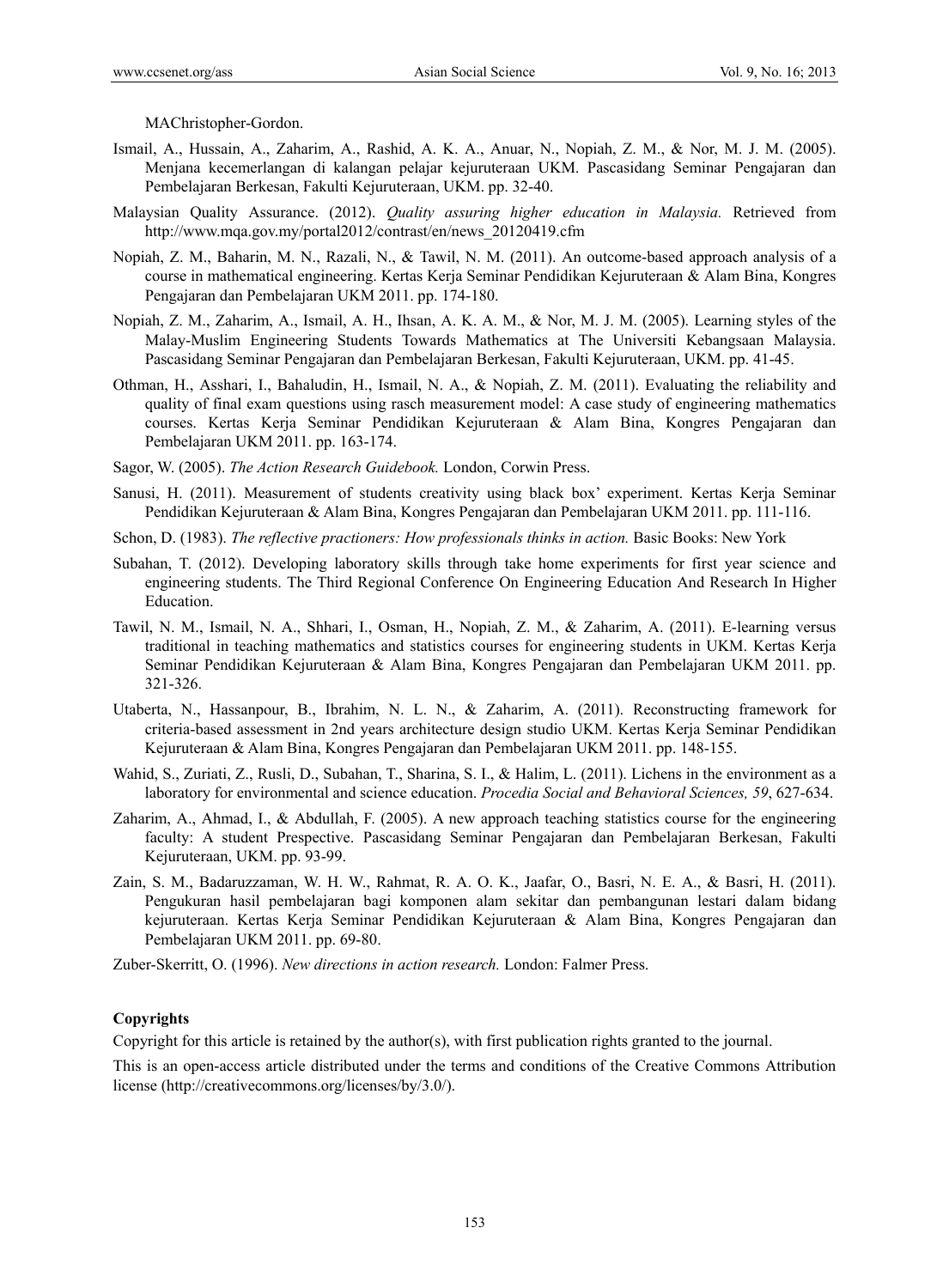MAChristopher-Gordon.

Ismail, A., Hussain, A., Zaharim, A., Rashid, A. K. A., Anuar, N., Nopiah, Z. M., & Nor, M. J. M. (2005). Menjana kecemerlangan di kalangan pelajar kejuruteraan UKM. Pascasidang Seminar Pengajaran dan Pembelajaran Berkesan, Fakulti Kejuruteraan, UKM. pp. 32-40.

Malaysian Quality Assurance. (2012). *Quality assuring higher education in Malaysia.* Retrieved from http://www.mqa.gov.my/portal2012/contrast/en/news_20120419.cfm

Nopiah, Z. M., Baharin, M. N., Razali, N., & Tawil, N. M. (2011). An outcome-based approach analysis of a course in mathematical engineering. Kertas Kerja Seminar Pendidikan Kejuruteraan & Alam Bina, Kongres Pengajaran dan Pembelajaran UKM 2011. pp. 174-180.

Nopiah, Z. M., Zaharim, A., Ismail, A. H., Ihsan, A. K. A. M., & Nor, M. J. M. (2005). Learning styles of the Malay-Muslim Engineering Students Towards Mathematics at The Universiti Kebangsaan Malaysia. Pascasidang Seminar Pengajaran dan Pembelajaran Berkesan, Fakulti Kejuruteraan, UKM. pp. 41-45.

Othman, H., Asshari, I., Bahaludin, H., Ismail, N. A., & Nopiah, Z. M. (2011). Evaluating the reliability and quality of final exam questions using rasch measurement model: A case study of engineering mathematics courses. Kertas Kerja Seminar Pendidikan Kejuruteraan & Alam Bina, Kongres Pengajaran dan Pembelajaran UKM 2011. pp. 163-174.

Sagor, W. (2005). *The Action Research Guidebook.* London, Corwin Press.

Sanusi, H. (2011). Measurement of students creativity using black box' experiment. Kertas Kerja Seminar Pendidikan Kejuruteraan & Alam Bina, Kongres Pengajaran dan Pembelajaran UKM 2011. pp. 111-116.

Schon, D. (1983). *The reflective practioners: How professionals thinks in action.* Basic Books: New York

Subahan, T. (2012). Developing laboratory skills through take home experiments for first year science and engineering students. The Third Regional Conference On Engineering Education And Research In Higher Education.

Tawil, N. M., Ismail, N. A., Shhari, I., Osman, H., Nopiah, Z. M., & Zaharim, A. (2011). E-learning versus traditional in teaching mathematics and statistics courses for engineering students in UKM. Kertas Kerja Seminar Pendidikan Kejuruteraan & Alam Bina, Kongres Pengajaran dan Pembelajaran UKM 2011. pp. 321-326.

Utaberta, N., Hassanpour, B., Ibrahim, N. L. N., & Zaharim, A. (2011). Reconstructing framework for criteria-based assessment in 2nd years architecture design studio UKM. Kertas Kerja Seminar Pendidikan Kejuruteraan & Alam Bina, Kongres Pengajaran dan Pembelajaran UKM 2011. pp. 148-155.

Wahid, S., Zuriati, Z., Rusli, D., Subahan, T., Sharina, S. I., & Halim, L. (2011). Lichens in the environment as a laboratory for environmental and science education. *Procedia Social and Behavioral Sciences, 59*, 627-634.

Zaharim, A., Ahmad, I., & Abdullah, F. (2005). A new approach teaching statistics course for the engineering faculty: A student Prespective. Pascasidang Seminar Pengajaran dan Pembelajaran Berkesan, Fakulti Kejuruteraan, UKM. pp. 93-99.

Zain, S. M., Badaruzzaman, W. H. W., Rahmat, R. A. O. K., Jaafar, O., Basri, N. E. A., & Basri, H. (2011). Pengukuran hasil pembelajaran bagi komponen alam sekitar dan pembangunan lestari dalam bidang kejuruteraan. Kertas Kerja Seminar Pendidikan Kejuruteraan & Alam Bina, Kongres Pengajaran dan Pembelajaran UKM 2011. pp. 69-80.

Zuber-Skerritt, O. (1996). *New directions in action research.* London: Falmer Press.

**Copyrights**

Copyright for this article is retained by the author(s), with first publication rights granted to the journal.

This is an open-access article distributed under the terms and conditions of the Creative Commons Attribution license (http://creativecommons.org/licenses/by/3.0/).